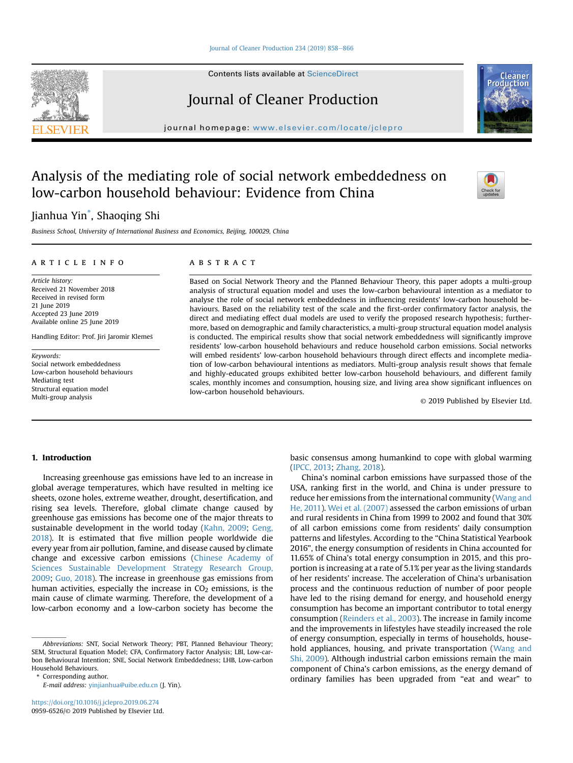# Analysis of the mediating role of social network embeddedness on low-carbon household behaviour: Evidence from China

Jianhua Yin*, Shaoqing Shi

*Business School, University of International Business and Economics, Beijing, 100029, China*

## ARTICLE INFO

*Article history:*
Received 21 November 2018
Received in revised form
21 June 2019
Accepted 23 June 2019
Available online 25 June 2019

Handling Editor: Prof. Jiri Jaromir Klemeš

*Keywords:*
Social network embeddedness
Low-carbon household behaviours
Mediating test
Structural equation model
Multi-group analysis

## ABSTRACT

Based on Social Network Theory and the Planned Behaviour Theory, this paper adopts a multi-group analysis of structural equation model and uses the low-carbon behavioural intention as a mediator to analyse the role of social network embeddedness in influencing residents' low-carbon household behaviours. Based on the reliability test of the scale and the first-order confirmatory factor analysis, the direct and mediating effect dual models are used to verify the proposed research hypothesis; furthermore, based on demographic and family characteristics, a multi-group structural equation model analysis is conducted. The empirical results show that social network embeddedness will significantly improve residents' low-carbon household behaviours and reduce household carbon emissions. Social networks will embed residents' low-carbon household behaviours through direct effects and incomplete mediation of low-carbon behavioural intentions as mediators. Multi-group analysis result shows that female and highly-educated groups exhibited better low-carbon household behaviours, and different family scales, monthly incomes and consumption, housing size, and living area show significant influences on low-carbon household behaviours.

© 2019 Published by Elsevier Ltd.

## 1. Introduction

Increasing greenhouse gas emissions have led to an increase in global average temperatures, which have resulted in melting ice sheets, ozone holes, extreme weather, drought, desertification, and rising sea levels. Therefore, global climate change caused by greenhouse gas emissions has become one of the major threats to sustainable development in the world today (Kahn, 2009; Geng, 2018). It is estimated that five million people worldwide die every year from air pollution, famine, and disease caused by climate change and excessive carbon emissions (Chinese Academy of Sciences Sustainable Development Strategy Research Group, 2009; Guo, 2018). The increase in greenhouse gas emissions from human activities, especially the increase in $CO_2$ emissions, is the main cause of climate warming. Therefore, the development of a low-carbon economy and a low-carbon society has become the basic consensus among humankind to cope with global warming (IPCC, 2013; Zhang, 2018).

China's nominal carbon emissions have surpassed those of the USA, ranking first in the world, and China is under pressure to reduce her emissions from the international community (Wang and He, 2011). Wei et al. (2007) assessed the carbon emissions of urban and rural residents in China from 1999 to 2002 and found that 30% of all carbon emissions come from residents' daily consumption patterns and lifestyles. According to the "China Statistical Yearbook 2016", the energy consumption of residents in China accounted for 11.65% of China's total energy consumption in 2015, and this proportion is increasing at a rate of 5.1% per year as the living standards of her residents' increase. The acceleration of China's urbanisation process and the continuous reduction of number of poor people have led to the rising demand for energy, and household energy consumption has become an important contributor to total energy consumption (Reinders et al., 2003). The increase in family income and the improvements in lifestyles have steadily increased the role of energy consumption, especially in terms of households, household appliances, housing, and private transportation (Wang and Shi, 2009). Although industrial carbon emissions remain the main component of China's carbon emissions, as the energy demand of ordinary families has been upgraded from "eat and wear" to

---

*Abbreviations:* SNT, Social Network Theory; PBT, Planned Behaviour Theory; SEM, Structural Equation Model; CFA, Confirmatory Factor Analysis; LBI, Low-carbon Behavioural Intention; SNE, Social Network Embeddedness; LHB, Low-carbon Household Behaviours.

\* Corresponding author.
*E-mail address:* yinjianhua@uibe.edu.cn (J. Yin).

https://doi.org/10.1016/j.jclepro.2019.06.274
0959-6526/© 2019 Published by Elsevier Ltd.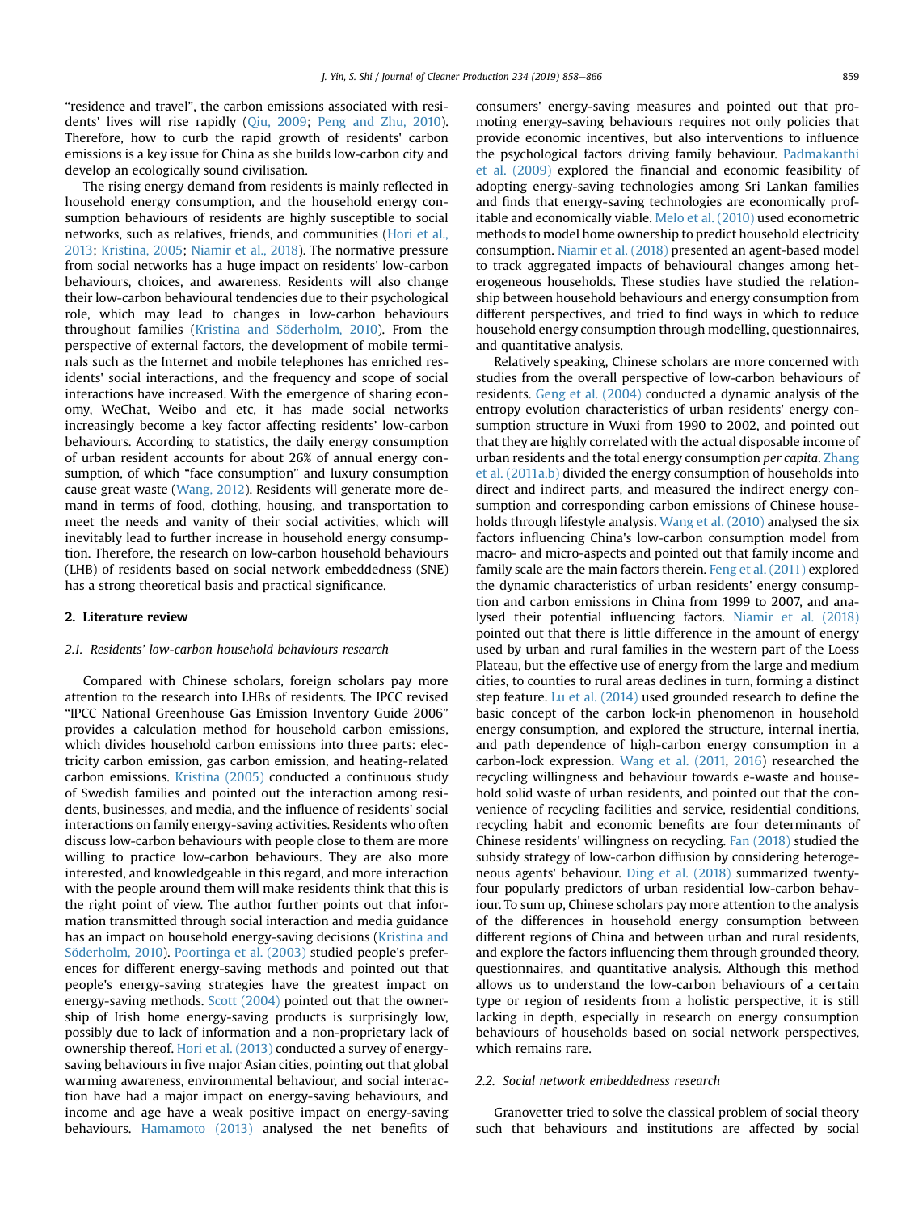"residence and travel", the carbon emissions associated with residents' lives will rise rapidly (Qiu, 2009; Peng and Zhu, 2010). Therefore, how to curb the rapid growth of residents' carbon emissions is a key issue for China as she builds low-carbon city and develop an ecologically sound civilisation.

The rising energy demand from residents is mainly reflected in household energy consumption, and the household energy consumption behaviours of residents are highly susceptible to social networks, such as relatives, friends, and communities (Hori et al., 2013; Kristina, 2005; Niamir et al., 2018). The normative pressure from social networks has a huge impact on residents' low-carbon behaviours, choices, and awareness. Residents will also change their low-carbon behavioural tendencies due to their psychological role, which may lead to changes in low-carbon behaviours throughout families (Kristina and Söderholm, 2010). From the perspective of external factors, the development of mobile terminals such as the Internet and mobile telephones has enriched residents' social interactions, and the frequency and scope of social interactions have increased. With the emergence of sharing economy, WeChat, Weibo and etc, it has made social networks increasingly become a key factor affecting residents' low-carbon behaviours. According to statistics, the daily energy consumption of urban resident accounts for about 26% of annual energy consumption, of which "face consumption" and luxury consumption cause great waste (Wang, 2012). Residents will generate more demand in terms of food, clothing, housing, and transportation to meet the needs and vanity of their social activities, which will inevitably lead to further increase in household energy consumption. Therefore, the research on low-carbon household behaviours (LHB) of residents based on social network embeddedness (SNE) has a strong theoretical basis and practical significance.

## 2. Literature review

### 2.1. Residents' low-carbon household behaviours research

Compared with Chinese scholars, foreign scholars pay more attention to the research into LHBs of residents. The IPCC revised "IPCC National Greenhouse Gas Emission Inventory Guide 2006" provides a calculation method for household carbon emissions, which divides household carbon emissions into three parts: electricity carbon emission, gas carbon emission, and heating-related carbon emissions. Kristina (2005) conducted a continuous study of Swedish families and pointed out the interaction among residents, businesses, and media, and the influence of residents' social interactions on family energy-saving activities. Residents who often discuss low-carbon behaviours with people close to them are more willing to practice low-carbon behaviours. They are also more interested, and knowledgeable in this regard, and more interaction with the people around them will make residents think that this is the right point of view. The author further points out that information transmitted through social interaction and media guidance has an impact on household energy-saving decisions (Kristina and Söderholm, 2010). Poortinga et al. (2003) studied people's preferences for different energy-saving methods and pointed out that people's energy-saving strategies have the greatest impact on energy-saving methods. Scott (2004) pointed out that the ownership of Irish home energy-saving products is surprisingly low, possibly due to lack of information and a non-proprietary lack of ownership thereof. Hori et al. (2013) conducted a survey of energy-saving behaviours in five major Asian cities, pointing out that global warming awareness, environmental behaviour, and social interaction have had a major impact on energy-saving behaviours, and income and age have a weak positive impact on energy-saving behaviours. Hamamoto (2013) analysed the net benefits of consumers' energy-saving measures and pointed out that promoting energy-saving behaviours requires not only policies that provide economic incentives, but also interventions to influence the psychological factors driving family behaviour. Padmakanthi et al. (2009) explored the financial and economic feasibility of adopting energy-saving technologies among Sri Lankan families and finds that energy-saving technologies are economically profitable and economically viable. Melo et al. (2010) used econometric methods to model home ownership to predict household electricity consumption. Niamir et al. (2018) presented an agent-based model to track aggregated impacts of behavioural changes among heterogeneous households. These studies have studied the relationship between household behaviours and energy consumption from different perspectives, and tried to find ways in which to reduce household energy consumption through modelling, questionnaires, and quantitative analysis.

Relatively speaking, Chinese scholars are more concerned with studies from the overall perspective of low-carbon behaviours of residents. Geng et al. (2004) conducted a dynamic analysis of the entropy evolution characteristics of urban residents' energy consumption structure in Wuxi from 1990 to 2002, and pointed out that they are highly correlated with the actual disposable income of urban residents and the total energy consumption *per capita*. Zhang et al. (2011a,b) divided the energy consumption of households into direct and indirect parts, and measured the indirect energy consumption and corresponding carbon emissions of Chinese households through lifestyle analysis. Wang et al. (2010) analysed the six factors influencing China's low-carbon consumption model from macro- and micro-aspects and pointed out that family income and family scale are the main factors therein. Feng et al. (2011) explored the dynamic characteristics of urban residents' energy consumption and carbon emissions in China from 1999 to 2007, and analysed their potential influencing factors. Niamir et al. (2018) pointed out that there is little difference in the amount of energy used by urban and rural families in the western part of the Loess Plateau, but the effective use of energy from the large and medium cities, to counties to rural areas declines in turn, forming a distinct step feature. Lu et al. (2014) used grounded research to define the basic concept of the carbon lock-in phenomenon in household energy consumption, and explored the structure, internal inertia, and path dependence of high-carbon energy consumption in a carbon-lock expression. Wang et al. (2011, 2016) researched the recycling willingness and behaviour towards e-waste and household solid waste of urban residents, and pointed out that the convenience of recycling facilities and service, residential conditions, recycling habit and economic benefits are four determinants of Chinese residents' willingness on recycling. Fan (2018) studied the subsidy strategy of low-carbon diffusion by considering heterogeneous agents' behaviour. Ding et al. (2018) summarized twenty-four popularly predictors of urban residential low-carbon behaviour. To sum up, Chinese scholars pay more attention to the analysis of the differences in household energy consumption between different regions of China and between urban and rural residents, and explore the factors influencing them through grounded theory, questionnaires, and quantitative analysis. Although this method allows us to understand the low-carbon behaviours of a certain type or region of residents from a holistic perspective, it is still lacking in depth, especially in research on energy consumption behaviours of households based on social network perspectives, which remains rare.

### 2.2. Social network embeddedness research

Granovetter tried to solve the classical problem of social theory such that behaviours and institutions are affected by social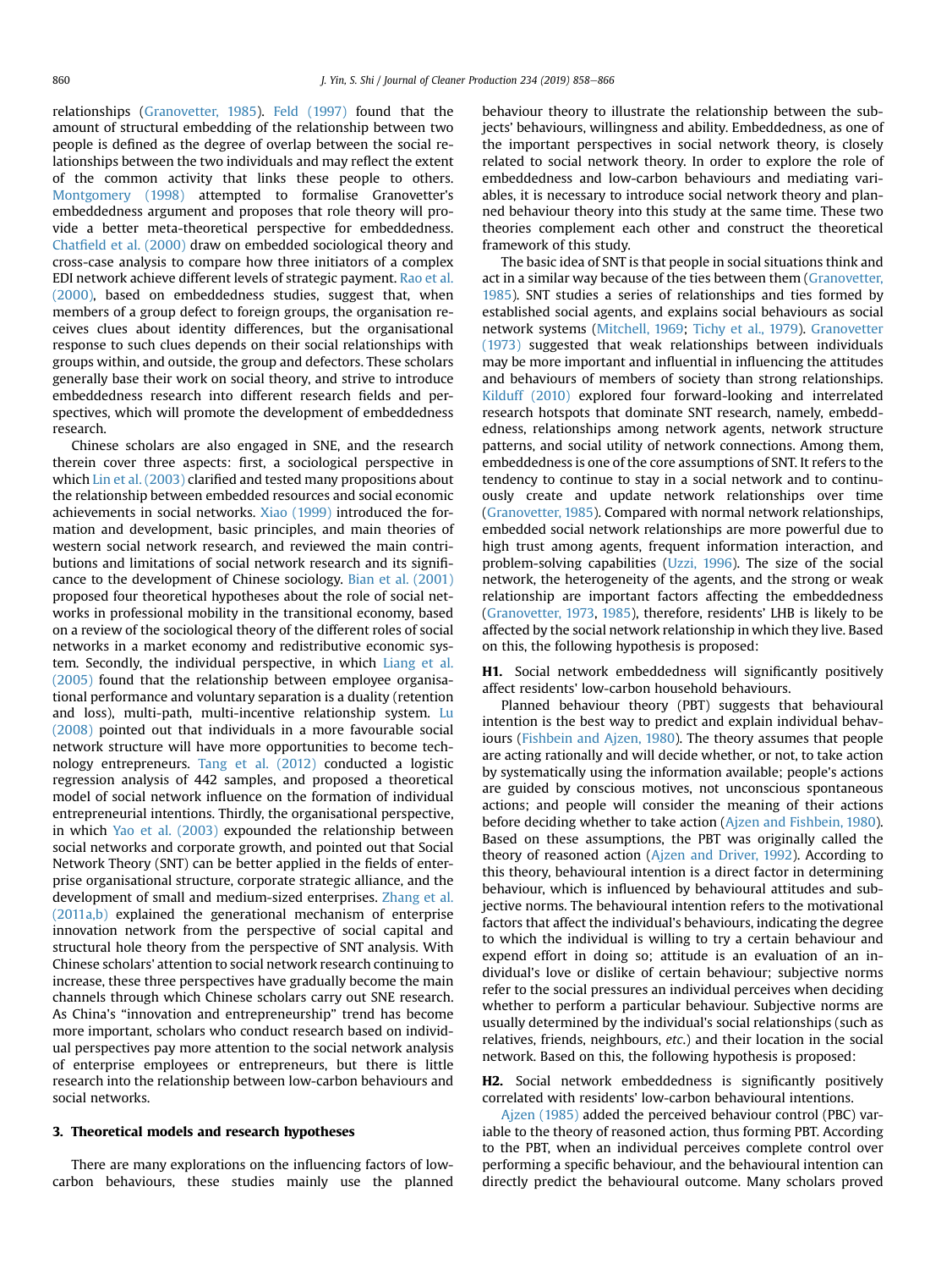relationships (Granovetter, 1985). Feld (1997) found that the amount of structural embedding of the relationship between two people is defined as the degree of overlap between the social relationships between the two individuals and may reflect the extent of the common activity that links these people to others. Montgomery (1998) attempted to formalise Granovetter's embeddedness argument and proposes that role theory will provide a better meta-theoretical perspective for embeddedness. Chatfield et al. (2000) draw on embedded sociological theory and cross-case analysis to compare how three initiators of a complex EDI network achieve different levels of strategic payment. Rao et al. (2000), based on embeddedness studies, suggest that, when members of a group defect to foreign groups, the organisation receives clues about identity differences, but the organisational response to such clues depends on their social relationships with groups within, and outside, the group and defectors. These scholars generally base their work on social theory, and strive to introduce embeddedness research into different research fields and perspectives, which will promote the development of embeddedness research.

Chinese scholars are also engaged in SNE, and the research therein cover three aspects: first, a sociological perspective in which Lin et al. (2003) clarified and tested many propositions about the relationship between embedded resources and social economic achievements in social networks. Xiao (1999) introduced the formation and development, basic principles, and main theories of western social network research, and reviewed the main contributions and limitations of social network research and its significance to the development of Chinese sociology. Bian et al. (2001) proposed four theoretical hypotheses about the role of social networks in professional mobility in the transitional economy, based on a review of the sociological theory of the different roles of social networks in a market economy and redistributive economic system. Secondly, the individual perspective, in which Liang et al. (2005) found that the relationship between employee organisational performance and voluntary separation is a duality (retention and loss), multi-path, multi-incentive relationship system. Lu (2008) pointed out that individuals in a more favourable social network structure will have more opportunities to become technology entrepreneurs. Tang et al. (2012) conducted a logistic regression analysis of 442 samples, and proposed a theoretical model of social network influence on the formation of individual entrepreneurial intentions. Thirdly, the organisational perspective, in which Yao et al. (2003) expounded the relationship between social networks and corporate growth, and pointed out that Social Network Theory (SNT) can be better applied in the fields of enterprise organisational structure, corporate strategic alliance, and the development of small and medium-sized enterprises. Zhang et al. (2011a,b) explained the generational mechanism of enterprise innovation network from the perspective of social capital and structural hole theory from the perspective of SNT analysis. With Chinese scholars' attention to social network research continuing to increase, these three perspectives have gradually become the main channels through which Chinese scholars carry out SNE research. As China's "innovation and entrepreneurship" trend has become more important, scholars who conduct research based on individual perspectives pay more attention to the social network analysis of enterprise employees or entrepreneurs, but there is little research into the relationship between low-carbon behaviours and social networks.

## 3. Theoretical models and research hypotheses

There are many explorations on the influencing factors of low-carbon behaviours, these studies mainly use the planned behaviour theory to illustrate the relationship between the subjects' behaviours, willingness and ability. Embeddedness, as one of the important perspectives in social network theory, is closely related to social network theory. In order to explore the role of embeddedness and low-carbon behaviours and mediating variables, it is necessary to introduce social network theory and planned behaviour theory into this study at the same time. These two theories complement each other and construct the theoretical framework of this study.

The basic idea of SNT is that people in social situations think and act in a similar way because of the ties between them (Granovetter, 1985). SNT studies a series of relationships and ties formed by established social agents, and explains social behaviours as social network systems (Mitchell, 1969; Tichy et al., 1979). Granovetter (1973) suggested that weak relationships between individuals may be more important and influential in influencing the attitudes and behaviours of members of society than strong relationships. Kilduff (2010) explored four forward-looking and interrelated research hotspots that dominate SNT research, namely, embeddedness, relationships among network agents, network structure patterns, and social utility of network connections. Among them, embeddedness is one of the core assumptions of SNT. It refers to the tendency to continue to stay in a social network and to continuously create and update network relationships over time (Granovetter, 1985). Compared with normal network relationships, embedded social network relationships are more powerful due to high trust among agents, frequent information interaction, and problem-solving capabilities (Uzzi, 1996). The size of the social network, the heterogeneity of the agents, and the strong or weak relationship are important factors affecting the embeddedness (Granovetter, 1973, 1985), therefore, residents' LHB is likely to be affected by the social network relationship in which they live. Based on this, the following hypothesis is proposed:

**H1.** Social network embeddedness will significantly positively affect residents' low-carbon household behaviours.

Planned behaviour theory (PBT) suggests that behavioural intention is the best way to predict and explain individual behaviours (Fishbein and Ajzen, 1980). The theory assumes that people are acting rationally and will decide whether, or not, to take action by systematically using the information available; people's actions are guided by conscious motives, not unconscious spontaneous actions; and people will consider the meaning of their actions before deciding whether to take action (Ajzen and Fishbein, 1980). Based on these assumptions, the PBT was originally called the theory of reasoned action (Ajzen and Driver, 1992). According to this theory, behavioural intention is a direct factor in determining behaviour, which is influenced by behavioural attitudes and subjective norms. The behavioural intention refers to the motivational factors that affect the individual's behaviours, indicating the degree to which the individual is willing to try a certain behaviour and expend effort in doing so; attitude is an evaluation of an individual's love or dislike of certain behaviour; subjective norms refer to the social pressures an individual perceives when deciding whether to perform a particular behaviour. Subjective norms are usually determined by the individual's social relationships (such as relatives, friends, neighbours, *etc.*) and their location in the social network. Based on this, the following hypothesis is proposed:

**H2.** Social network embeddedness is significantly positively correlated with residents' low-carbon behavioural intentions.

Ajzen (1985) added the perceived behaviour control (PBC) variable to the theory of reasoned action, thus forming PBT. According to the PBT, when an individual perceives complete control over performing a specific behaviour, and the behavioural intention can directly predict the behavioural outcome. Many scholars proved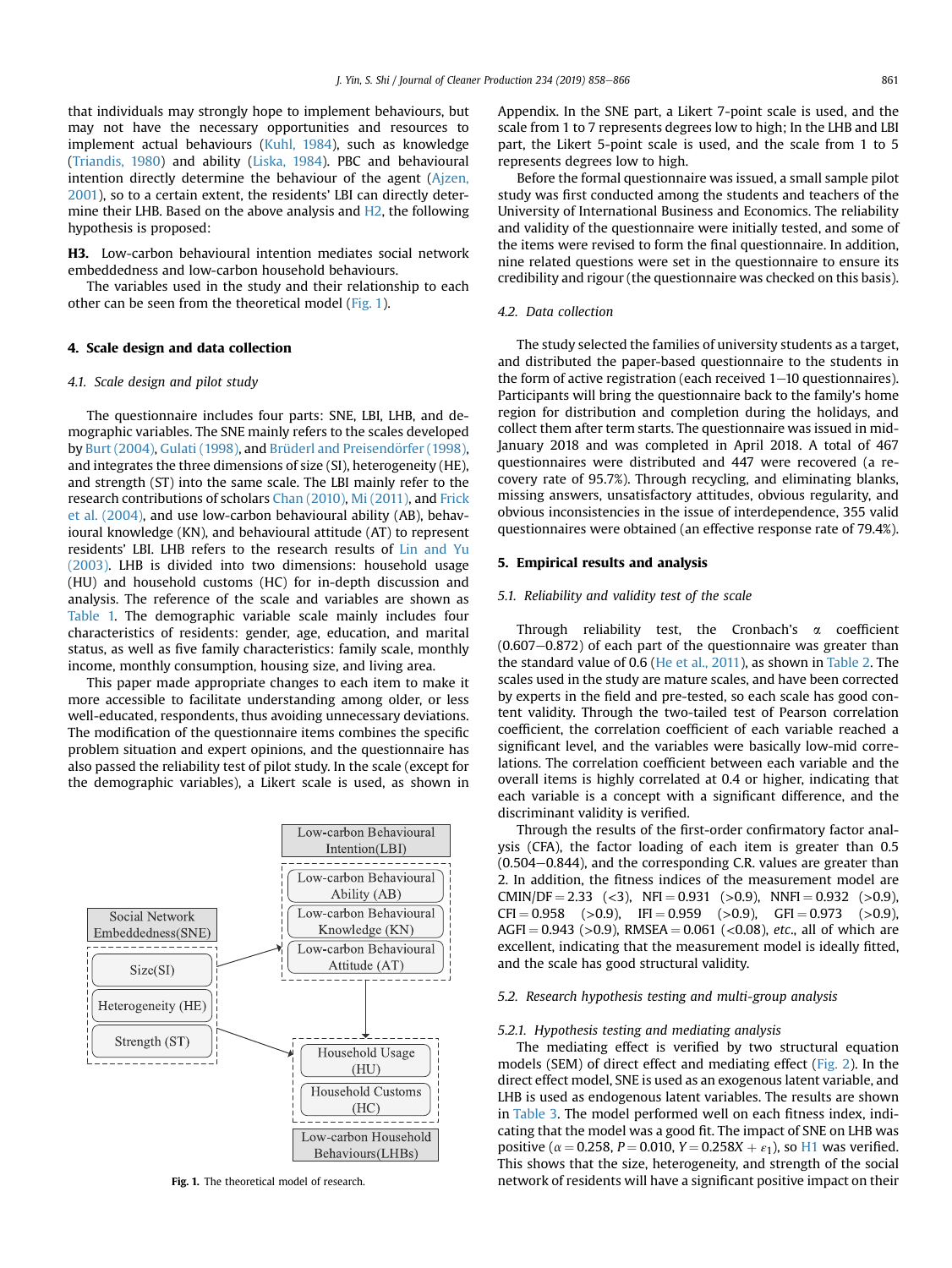that individuals may strongly hope to implement behaviours, but may not have the necessary opportunities and resources to implement actual behaviours (Kuhl, 1984), such as knowledge (Triandis, 1980) and ability (Liska, 1984). PBC and behavioural intention directly determine the behaviour of the agent (Ajzen, 2001), so to a certain extent, the residents' LBI can directly determine their LHB. Based on the above analysis and H2, the following hypothesis is proposed:

**H3.** Low-carbon behavioural intention mediates social network embeddedness and low-carbon household behaviours.

The variables used in the study and their relationship to each other can be seen from the theoretical model (Fig. 1).

## 4. Scale design and data collection

### 4.1. Scale design and pilot study

The questionnaire includes four parts: SNE, LBI, LHB, and demographic variables. The SNE mainly refers to the scales developed by Burt (2004), Gulati (1998), and Brüderl and Preisendörfer (1998), and integrates the three dimensions of size (SI), heterogeneity (HE), and strength (ST) into the same scale. The LBI mainly refer to the research contributions of scholars Chan (2010), Mi (2011), and Frick et al. (2004), and use low-carbon behavioural ability (AB), behavioural knowledge (KN), and behavioural attitude (AT) to represent residents' LBI. LHB refers to the research results of Lin and Yu (2003). LHB is divided into two dimensions: household usage (HU) and household customs (HC) for in-depth discussion and analysis. The reference of the scale and variables are shown as Table 1. The demographic variable scale mainly includes four characteristics of residents: gender, age, education, and marital status, as well as five family characteristics: family scale, monthly income, monthly consumption, housing size, and living area.

This paper made appropriate changes to each item to make it more accessible to facilitate understanding among older, or less well-educated, respondents, thus avoiding unnecessary deviations. The modification of the questionnaire items combines the specific problem situation and expert opinions, and the questionnaire has also passed the reliability test of pilot study. In the scale (except for the demographic variables), a Likert scale is used, as shown in Appendix. In the SNE part, a Likert 7-point scale is used, and the scale from 1 to 7 represents degrees low to high; In the LHB and LBI part, the Likert 5-point scale is used, and the scale from 1 to 5 represents degrees low to high.

Before the formal questionnaire was issued, a small sample pilot study was first conducted among the students and teachers of the University of International Business and Economics. The reliability and validity of the questionnaire were initially tested, and some of the items were revised to form the final questionnaire. In addition, nine related questions were set in the questionnaire to ensure its credibility and rigour (the questionnaire was checked on this basis).

Fig. 1. The theoretical model of research.

### 4.2. Data collection

The study selected the families of university students as a target, and distributed the paper-based questionnaire to the students in the form of active registration (each received 1–10 questionnaires). Participants will bring the questionnaire back to the family's home region for distribution and completion during the holidays, and collect them after term starts. The questionnaire was issued in mid-January 2018 and was completed in April 2018. A total of 467 questionnaires were distributed and 447 were recovered (a recovery rate of 95.7%). Through recycling, and eliminating blanks, missing answers, unsatisfactory attitudes, obvious regularity, and obvious inconsistencies in the issue of interdependence, 355 valid questionnaires were obtained (an effective response rate of 79.4%).

## 5. Empirical results and analysis

### 5.1. Reliability and validity test of the scale

Through reliability test, the Cronbach's $\alpha$ coefficient (0.607–0.872) of each part of the questionnaire was greater than the standard value of 0.6 (He et al., 2011), as shown in Table 2. The scales used in the study are mature scales, and have been corrected by experts in the field and pre-tested, so each scale has good content validity. Through the two-tailed test of Pearson correlation coefficient, the correlation coefficient of each variable reached a significant level, and the variables were basically low-mid correlations. The correlation coefficient between each variable and the overall items is highly correlated at 0.4 or higher, indicating that each variable is a concept with a significant difference, and the discriminant validity is verified.

Through the results of the first-order confirmatory factor analysis (CFA), the factor loading of each item is greater than 0.5 (0.504–0.844), and the corresponding C.R. values are greater than 2. In addition, the fitness indices of the measurement model are CMIN/DF = 2.33 (<3), NFI = 0.931 (>0.9), NNFI = 0.932 (>0.9), CFI = 0.958 (>0.9), IFI = 0.959 (>0.9), GFI = 0.973 (>0.9), AGFI = 0.943 (>0.9), RMSEA = 0.061 (<0.08), *etc.*, all of which are excellent, indicating that the measurement model is ideally fitted, and the scale has good structural validity.

### 5.2. Research hypothesis testing and multi-group analysis

#### 5.2.1. Hypothesis testing and mediating analysis

The mediating effect is verified by two structural equation models (SEM) of direct effect and mediating effect (Fig. 2). In the direct effect model, SNE is used as an exogenous latent variable, and LHB is used as endogenous latent variables. The results are shown in Table 3. The model performed well on each fitness index, indicating that the model was a good fit. The impact of SNE on LHB was positive ($\alpha = 0.258$, $P = 0.010$, $Y = 0.258X + \varepsilon_1$), so H1 was verified. This shows that the size, heterogeneity, and strength of the social network of residents will have a significant positive impact on their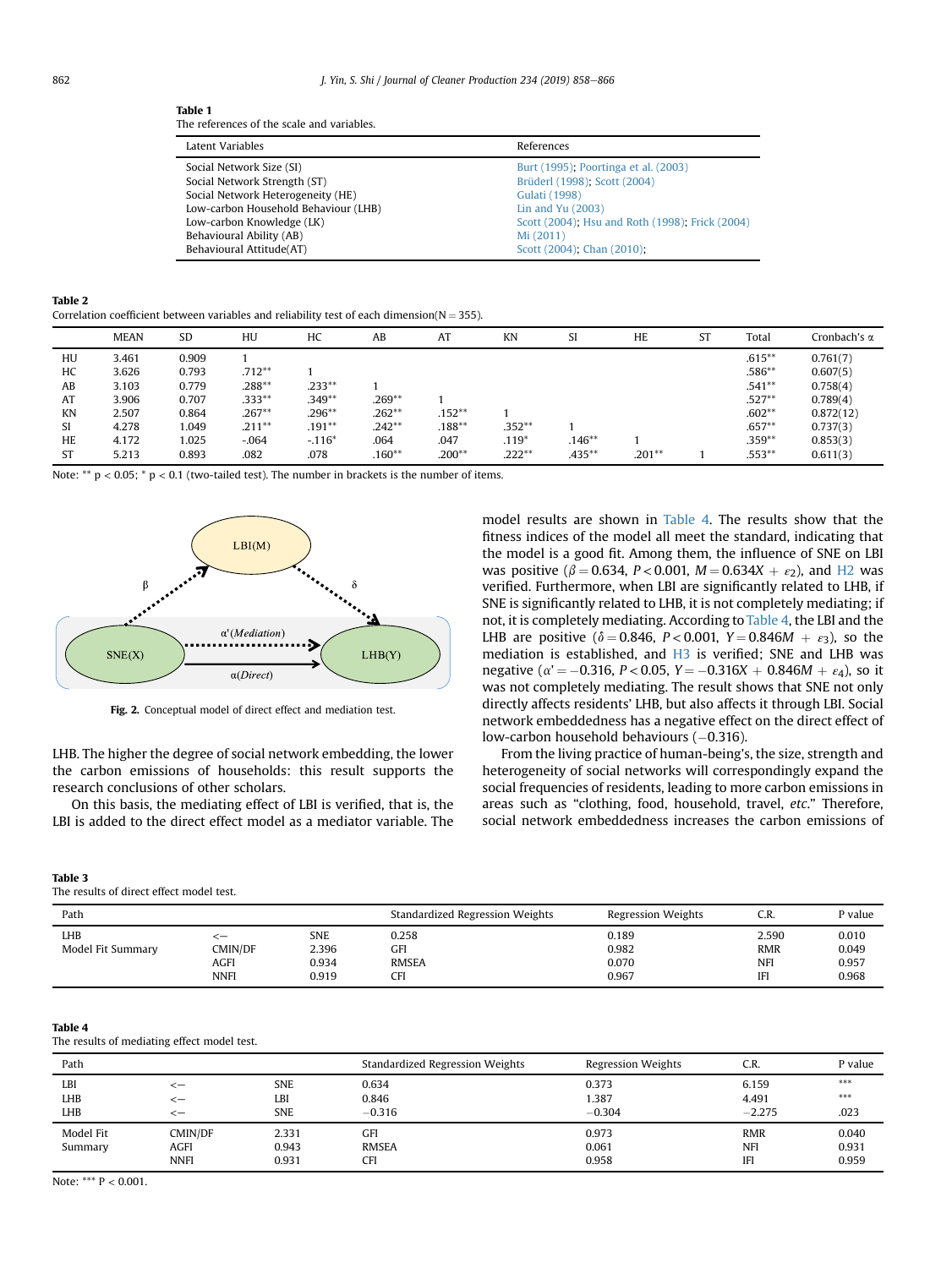**Table 1**
The references of the scale and variables.

| Latent Variables | References |
|---|---|
| Social Network Size (SI) | Burt (1995); Poortinga et al. (2003) |
| Social Network Strength (ST) | Brüderl (1998); Scott (2004) |
| Social Network Heterogeneity (HE) | Gulati (1998) |
| Low-carbon Household Behaviour (LHB) | Lin and Yu (2003) |
| Low-carbon Knowledge (LK) | Scott (2004); Hsu and Roth (1998); Frick (2004) |
| Behavioural Ability (AB) | Mi (2011) |
| Behavioural Attitude(AT) | Scott (2004); Chan (2010); |

**Table 2**
Correlation coefficient between variables and reliability test of each dimension(N = 355).

| | MEAN | SD | HU | HC | AB | AT | KN | SI | HE | ST | Total | Cronbach's α |
|---|---|---|---|---|---|---|---|---|---|---|---|---|
| HU | 3.461 | 0.909 | 1 | | | | | | | | .615** | 0.761(7) |
| HC | 3.626 | 0.793 | .712** | 1 | | | | | | | .586** | 0.607(5) |
| AB | 3.103 | 0.779 | .288** | .233** | 1 | | | | | | .541** | 0.758(4) |
| AT | 3.906 | 0.707 | .333** | .349** | .269** | 1 | | | | | .527** | 0.789(4) |
| KN | 2.507 | 0.864 | .267** | .296** | .262** | .152** | 1 | | | | .602** | 0.872(12) |
| SI | 4.278 | 1.049 | .211** | .191** | .242** | .188** | .352** | 1 | | | .657** | 0.737(3) |
| HE | 4.172 | 1.025 | -.064 | -.116* | .064 | .047 | .119* | .146** | 1 | | .359** | 0.853(3) |
| ST | 5.213 | 0.893 | .082 | .078 | .160** | .200** | .222** | .435** | .201** | 1 | .553** | 0.611(3) |

Note: ** p < 0.05; * p < 0.1 (two-tailed test). The number in brackets is the number of items.

**Fig. 2.** Conceptual model of direct effect and mediation test.

LHB. The higher the degree of social network embedding, the lower the carbon emissions of households: this result supports the research conclusions of other scholars.

On this basis, the mediating effect of LBI is verified, that is, the LBI is added to the direct effect model as a mediator variable. The model results are shown in Table 4. The results show that the fitness indices of the model all meet the standard, indicating that the model is a good fit. Among them, the influence of SNE on LBI was positive ($\beta = 0.634$, $P < 0.001$, $M = 0.634X + \varepsilon_2$), and H2 was verified. Furthermore, when LBI are significantly related to LHB, if SNE is significantly related to LHB, it is not completely mediating; if not, it is completely mediating. According to Table 4, the LBI and the LHB are positive ($\delta = 0.846$, $P < 0.001$, $Y = 0.846M + \varepsilon_3$), so the mediation is established, and H3 is verified; SNE and LHB was negative ($\alpha' = -0.316$, $P < 0.05$, $Y = -0.316X + 0.846M + \varepsilon_4$), so it was not completely mediating. The result shows that SNE not only directly affects residents' LHB, but also affects it through LBI. Social network embeddedness has a negative effect on the direct effect of low-carbon household behaviours (−0.316).

From the living practice of human-being's, the size, strength and heterogeneity of social networks will correspondingly expand the social frequencies of residents, leading to more carbon emissions in areas such as "clothing, food, household, travel, *etc.*" Therefore, social network embeddedness increases the carbon emissions of

**Table 3**
The results of direct effect model test.

| Path | | | Standardized Regression Weights | Regression Weights | C.R. | P value |
|---|---|---|---|---|---|---|
| LHB | <— | SNE | 0.258 | 0.189 | 2.590 | 0.010 |
| Model Fit Summary | CMIN/DF | 2.396 | GFI | 0.982 | RMR | 0.049 |
| | AGFI | 0.934 | RMSEA | 0.070 | NFI | 0.957 |
| | NNFI | 0.919 | CFI | 0.967 | IFI | 0.968 |

**Table 4**
The results of mediating effect model test.

| Path | | | Standardized Regression Weights | Regression Weights | C.R. | P value |
|---|---|---|---|---|---|---|
| LBI | <— | SNE | 0.634 | 0.373 | 6.159 | *** |
| LHB | <— | LBI | 0.846 | 1.387 | 4.491 | *** |
| LHB | <— | SNE | −0.316 | −0.304 | −2.275 | .023 |
| Model Fit | CMIN/DF | 2.331 | GFI | 0.973 | RMR | 0.040 |
| Summary | AGFI | 0.943 | RMSEA | 0.061 | NFI | 0.931 |
| | NNFI | 0.931 | CFI | 0.958 | IFI | 0.959 |

Note: *** P < 0.001.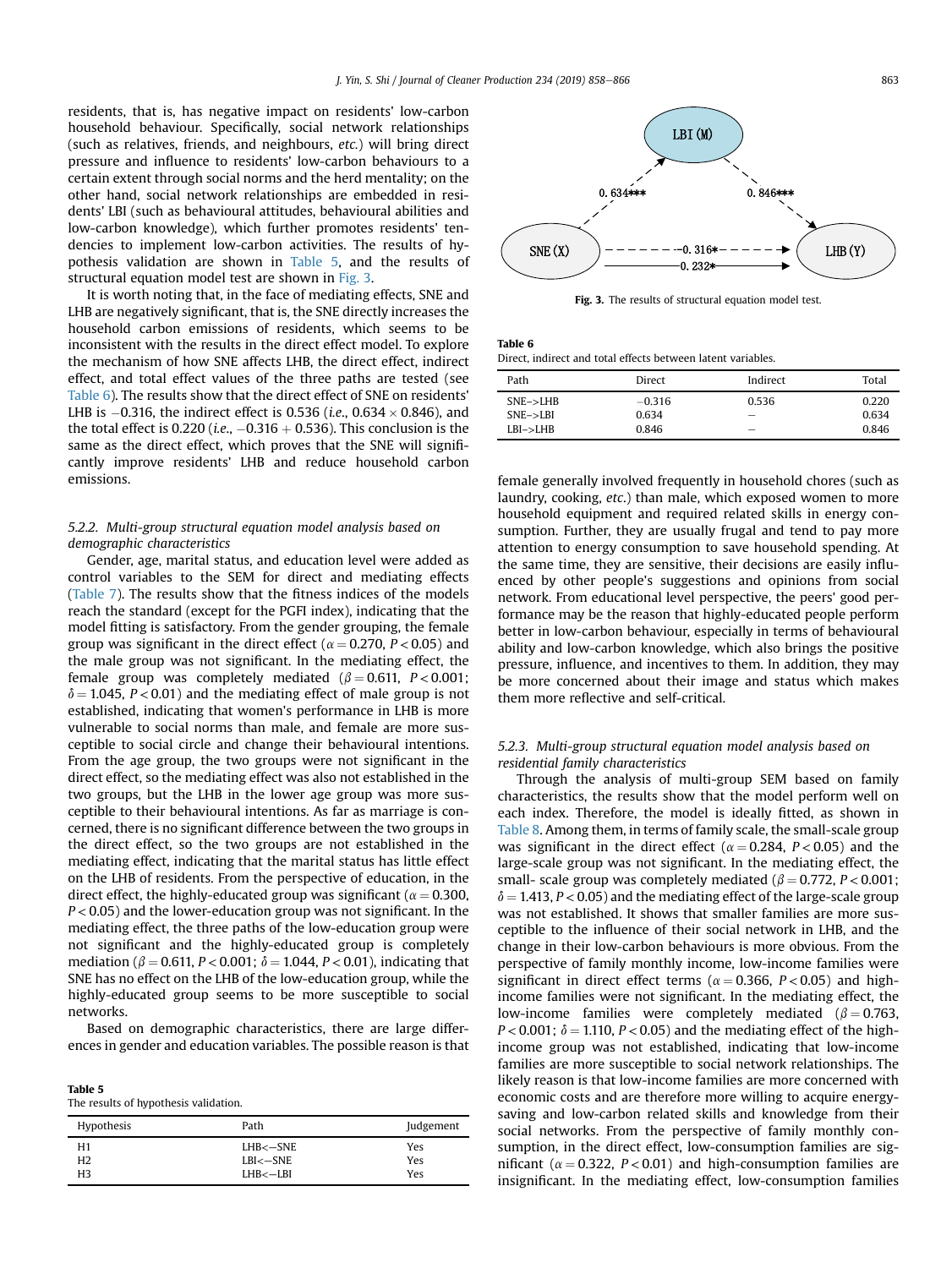residents, that is, has negative impact on residents' low-carbon household behaviour. Specifically, social network relationships (such as relatives, friends, and neighbours, *etc.*) will bring direct pressure and influence to residents' low-carbon behaviours to a certain extent through social norms and the herd mentality; on the other hand, social network relationships are embedded in residents' LBI (such as behavioural attitudes, behavioural abilities and low-carbon knowledge), which further promotes residents' tendencies to implement low-carbon activities. The results of hypothesis validation are shown in Table 5, and the results of structural equation model test are shown in Fig. 3.

It is worth noting that, in the face of mediating effects, SNE and LHB are negatively significant, that is, the SNE directly increases the household carbon emissions of residents, which seems to be inconsistent with the results in the direct effect model. To explore the mechanism of how SNE affects LHB, the direct effect, indirect effect, and total effect values of the three paths are tested (see Table 6). The results show that the direct effect of SNE on residents' LHB is −0.316, the indirect effect is 0.536 (*i.e.*, $0.634 \times 0.846$), and the total effect is 0.220 (*i.e.*, $-0.316 + 0.536$). This conclusion is the same as the direct effect, which proves that the SNE will significantly improve residents' LHB and reduce household carbon emissions.

### 5.2.2. Multi-group structural equation model analysis based on demographic characteristics

Gender, age, marital status, and education level were added as control variables to the SEM for direct and mediating effects (Table 7). The results show that the fitness indices of the models reach the standard (except for the PGFI index), indicating that the model fitting is satisfactory. From the gender grouping, the female group was significant in the direct effect ($\alpha = 0.270$, $P < 0.05$) and the male group was not significant. In the mediating effect, the female group was completely mediated ($\beta = 0.611$, $P < 0.001$; $\delta = 1.045$, $P < 0.01$) and the mediating effect of male group is not established, indicating that women's performance in LHB is more vulnerable to social norms than male, and female are more susceptible to social circle and change their behavioural intentions. From the age group, the two groups were not significant in the direct effect, so the mediating effect was also not established in the two groups, but the LHB in the lower age group was more susceptible to their behavioural intentions. As far as marriage is concerned, there is no significant difference between the two groups in the direct effect, so the two groups are not established in the mediating effect, indicating that the marital status has little effect on the LHB of residents. From the perspective of education, in the direct effect, the highly-educated group was significant ($\alpha = 0.300$, $P < 0.05$) and the lower-education group was not significant. In the mediating effect, the three paths of the low-education group were not significant and the highly-educated group is completely mediation ($\beta = 0.611$, $P < 0.001$; $\delta = 1.044$, $P < 0.01$), indicating that SNE has no effect on the LHB of the low-education group, while the highly-educated group seems to be more susceptible to social networks.

Based on demographic characteristics, there are large differences in gender and education variables. The possible reason is that female generally involved frequently in household chores (such as laundry, cooking, *etc.*) than male, which exposed women to more household equipment and required related skills in energy consumption. Further, they are usually frugal and tend to pay more attention to energy consumption to save household spending. At the same time, they are sensitive, their decisions are easily influenced by other people's suggestions and opinions from social network. From educational level perspective, the peers' good performance may be the reason that highly-educated people perform better in low-carbon behaviour, especially in terms of behavioural ability and low-carbon knowledge, which also brings the positive pressure, influence, and incentives to them. In addition, they may be more concerned about their image and status which makes them more reflective and self-critical.

**Table 5**
The results of hypothesis validation.

| Hypothesis | Path | Judgement |
|---|---|---|
| H1 | LHB<−SNE | Yes |
| H2 | LBI<−SNE | Yes |
| H3 | LHB<−LBI | Yes |

**Fig. 3.** The results of structural equation model test.

**Table 6**
Direct, indirect and total effects between latent variables.

| Path | Direct | Indirect | Total |
|---|---|---|---|
| SNE->LHB | −0.316 | 0.536 | 0.220 |
| SNE->LBI | 0.634 | – | 0.634 |
| LBI->LHB | 0.846 | – | 0.846 |

### 5.2.3. Multi-group structural equation model analysis based on residential family characteristics

Through the analysis of multi-group SEM based on family characteristics, the results show that the model perform well on each index. Therefore, the model is ideally fitted, as shown in Table 8. Among them, in terms of family scale, the small-scale group was significant in the direct effect ($\alpha = 0.284$, $P < 0.05$) and the large-scale group was not significant. In the mediating effect, the small- scale group was completely mediated ($\beta = 0.772$, $P < 0.001$; $\delta = 1.413$, $P < 0.05$) and the mediating effect of the large-scale group was not established. It shows that smaller families are more susceptible to the influence of their social network in LHB, and the change in their low-carbon behaviours is more obvious. From the perspective of family monthly income, low-income families were significant in direct effect terms ($\alpha = 0.366$, $P < 0.05$) and high-income families were not significant. In the mediating effect, the low-income families were completely mediated ($\beta = 0.763$, $P < 0.001$; $\delta = 1.110$, $P < 0.05$) and the mediating effect of the high-income group was not established, indicating that low-income families are more susceptible to social network relationships. The likely reason is that low-income families are more concerned with economic costs and are therefore more willing to acquire energy-saving and low-carbon related skills and knowledge from their social networks. From the perspective of family monthly consumption, in the direct effect, low-consumption families are significant ($\alpha = 0.322$, $P < 0.01$) and high-consumption families are insignificant. In the mediating effect, low-consumption families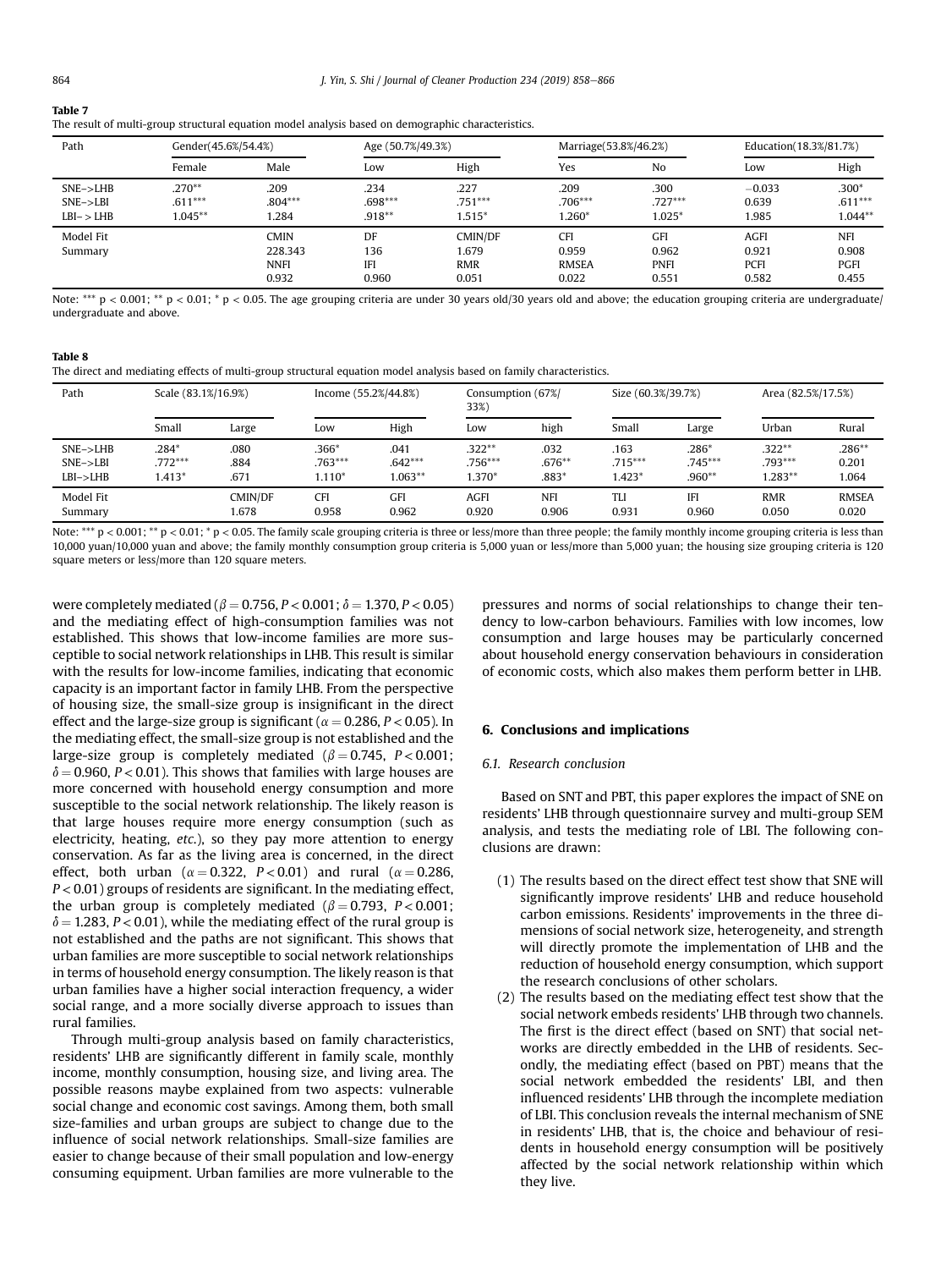**Table 7**
The result of multi-group structural equation model analysis based on demographic characteristics.

| Path | Gender(45.6%/54.4%) | | Age (50.7%/49.3%) | | Marriage(53.8%/46.2%) | | Education(18.3%/81.7%) | |
|---|---|---|---|---|---|---|---|---|
| | Female | Male | Low | High | Yes | No | Low | High |
| SNE->LHB | .270** | .209 | .234 | .227 | .209 | .300 | −0.033 | .300* |
| SNE->LBI | .611*** | .804*** | .698*** | .751*** | .706*** | .727*** | 0.639 | .611*** |
| LBI– > LHB | 1.045** | 1.284 | .918** | 1.515* | 1.260* | 1.025* | 1.985 | 1.044** |
| Model Fit Summary | | CMIN | DF | CMIN/DF | CFI | GFI | AGFI | NFI |
| | | 228.343 | 136 | 1.679 | 0.959 | 0.962 | 0.921 | 0.908 |
| | | NNFI | IFI | RMR | RMSEA | PNFI | PCFI | PGFI |
| | | 0.932 | 0.960 | 0.051 | 0.022 | 0.551 | 0.582 | 0.455 |

Note: *** $p < 0.001$; ** $p < 0.01$; * $p < 0.05$. The age grouping criteria are under 30 years old/30 years old and above; the education grouping criteria are undergraduate/undergraduate and above.

**Table 8**
The direct and mediating effects of multi-group structural equation model analysis based on family characteristics.

| Path | Scale (83.1%/16.9%) | | Income (55.2%/44.8%) | | Consumption (67%/33%) | | Size (60.3%/39.7%) | | Area (82.5%/17.5%) | |
|---|---|---|---|---|---|---|---|---|---|---|
| | Small | Large | Low | High | Low | high | Small | Large | Urban | Rural |
| SNE->LHB | .284* | .080 | .366* | .041 | .322** | .032 | .163 | .286* | .322** | .286** |
| SNE->LBI | .772*** | .884 | .763*** | .642*** | .756*** | .676** | .715*** | .745*** | .793*** | 0.201 |
| LBI->LHB | 1.413* | .671 | 1.110* | 1.063** | 1.370* | .883* | 1.423* | .960** | 1.283** | 1.064 |
| Model Fit Summary | | CMIN/DF | CFI | GFI | AGFI | NFI | TLI | IFI | RMR | RMSEA |
| | | 1.678 | 0.958 | 0.962 | 0.920 | 0.906 | 0.931 | 0.960 | 0.050 | 0.020 |

Note: *** $p < 0.001$; ** $p < 0.01$; * $p < 0.05$. The family scale grouping criteria is three or less/more than three people; the family monthly income grouping criteria is less than 10,000 yuan/10,000 yuan and above; the family monthly consumption group criteria is 5,000 yuan or less/more than 5,000 yuan; the housing size grouping criteria is 120 square meters or less/more than 120 square meters.

were completely mediated ($\beta = 0.756, P < 0.001$; $\delta = 1.370, P < 0.05$) and the mediating effect of high-consumption families was not established. This shows that low-income families are more susceptible to social network relationships in LHB. This result is similar with the results for low-income families, indicating that economic capacity is an important factor in family LHB. From the perspective of housing size, the small-size group is insignificant in the direct effect and the large-size group is significant ($\alpha = 0.286, P < 0.05$). In the mediating effect, the small-size group is not established and the large-size group is completely mediated ($\beta = 0.745$, $P < 0.001$; $\delta = 0.960, P < 0.01$). This shows that families with large houses are more concerned with household energy consumption and more susceptible to the social network relationship. The likely reason is that large houses require more energy consumption (such as electricity, heating, *etc.*), so they pay more attention to energy conservation. As far as the living area is concerned, in the direct effect, both urban ($\alpha = 0.322$, $P < 0.01$) and rural ($\alpha = 0.286$, $P < 0.01$) groups of residents are significant. In the mediating effect, the urban group is completely mediated ($\beta = 0.793$, $P < 0.001$; $\delta = 1.283, P < 0.01$), while the mediating effect of the rural group is not established and the paths are not significant. This shows that urban families are more susceptible to social network relationships in terms of household energy consumption. The likely reason is that urban families have a higher social interaction frequency, a wider social range, and a more socially diverse approach to issues than rural families.

Through multi-group analysis based on family characteristics, residents' LHB are significantly different in family scale, monthly income, monthly consumption, housing size, and living area. The possible reasons maybe explained from two aspects: vulnerable social change and economic cost savings. Among them, both small size-families and urban groups are subject to change due to the influence of social network relationships. Small-size families are easier to change because of their small population and low-energy consuming equipment. Urban families are more vulnerable to the pressures and norms of social relationships to change their tendency to low-carbon behaviours. Families with low incomes, low consumption and large houses may be particularly concerned about household energy conservation behaviours in consideration of economic costs, which also makes them perform better in LHB.

## 6. Conclusions and implications

### 6.1. Research conclusion

Based on SNT and PBT, this paper explores the impact of SNE on residents' LHB through questionnaire survey and multi-group SEM analysis, and tests the mediating role of LBI. The following conclusions are drawn:

(1) The results based on the direct effect test show that SNE will significantly improve residents' LHB and reduce household carbon emissions. Residents' improvements in the three dimensions of social network size, heterogeneity, and strength will directly promote the implementation of LHB and the reduction of household energy consumption, which support the research conclusions of other scholars.

(2) The results based on the mediating effect test show that the social network embeds residents' LHB through two channels. The first is the direct effect (based on SNT) that social networks are directly embedded in the LHB of residents. Secondly, the mediating effect (based on PBT) means that the social network embedded the residents' LBI, and then influenced residents' LHB through the incomplete mediation of LBI. This conclusion reveals the internal mechanism of SNE in residents' LHB, that is, the choice and behaviour of residents in household energy consumption will be positively affected by the social network relationship within which they live.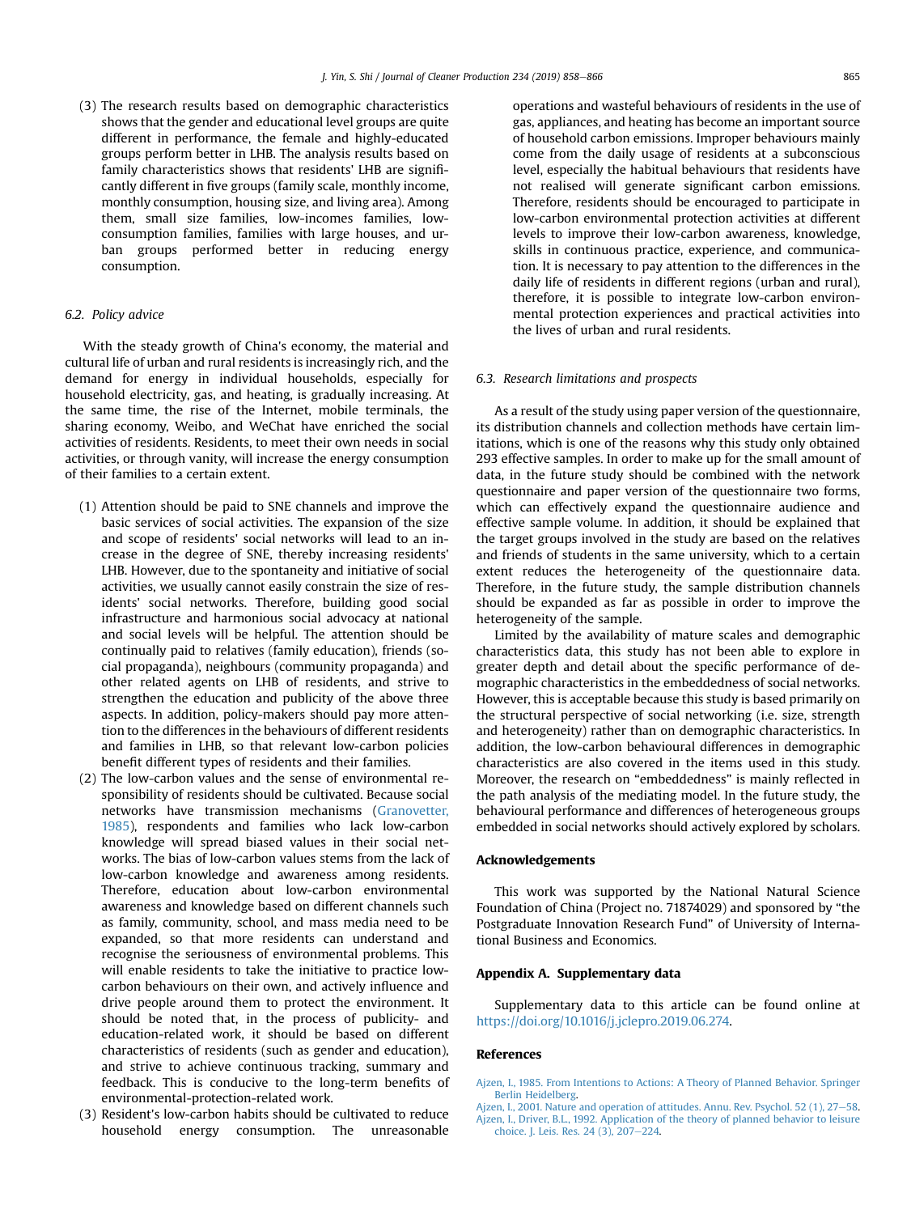(3) The research results based on demographic characteristics shows that the gender and educational level groups are quite different in performance, the female and highly-educated groups perform better in LHB. The analysis results based on family characteristics shows that residents' LHB are significantly different in five groups (family scale, monthly income, monthly consumption, housing size, and living area). Among them, small size families, low-incomes families, low-consumption families, families with large houses, and urban groups performed better in reducing energy consumption.

### 6.2. Policy advice

With the steady growth of China's economy, the material and cultural life of urban and rural residents is increasingly rich, and the demand for energy in individual households, especially for household electricity, gas, and heating, is gradually increasing. At the same time, the rise of the Internet, mobile terminals, the sharing economy, Weibo, and WeChat have enriched the social activities of residents. Residents, to meet their own needs in social activities, or through vanity, will increase the energy consumption of their families to a certain extent.

(1) Attention should be paid to SNE channels and improve the basic services of social activities. The expansion of the size and scope of residents' social networks will lead to an increase in the degree of SNE, thereby increasing residents' LHB. However, due to the spontaneity and initiative of social activities, we usually cannot easily constrain the size of residents' social networks. Therefore, building good social infrastructure and harmonious social advocacy at national and social levels will be helpful. The attention should be continually paid to relatives (family education), friends (social propaganda), neighbours (community propaganda) and other related agents on LHB of residents, and strive to strengthen the education and publicity of the above three aspects. In addition, policy-makers should pay more attention to the differences in the behaviours of different residents and families in LHB, so that relevant low-carbon policies benefit different types of residents and their families.

(2) The low-carbon values and the sense of environmental responsibility of residents should be cultivated. Because social networks have transmission mechanisms (Granovetter, 1985), respondents and families who lack low-carbon knowledge will spread biased values in their social networks. The bias of low-carbon values stems from the lack of low-carbon knowledge and awareness among residents. Therefore, education about low-carbon environmental awareness and knowledge based on different channels such as family, community, school, and mass media need to be expanded, so that more residents can understand and recognise the seriousness of environmental problems. This will enable residents to take the initiative to practice low-carbon behaviours on their own, and actively influence and drive people around them to protect the environment. It should be noted that, in the process of publicity- and education-related work, it should be based on different characteristics of residents (such as gender and education), and strive to achieve continuous tracking, summary and feedback. This is conducive to the long-term benefits of environmental-protection-related work.

(3) Resident's low-carbon habits should be cultivated to reduce household energy consumption. The unreasonable operations and wasteful behaviours of residents in the use of gas, appliances, and heating has become an important source of household carbon emissions. Improper behaviours mainly come from the daily usage of residents at a subconscious level, especially the habitual behaviours that residents have not realised will generate significant carbon emissions. Therefore, residents should be encouraged to participate in low-carbon environmental protection activities at different levels to improve their low-carbon awareness, knowledge, skills in continuous practice, experience, and communication. It is necessary to pay attention to the differences in the daily life of residents in different regions (urban and rural), therefore, it is possible to integrate low-carbon environmental protection experiences and practical activities into the lives of urban and rural residents.

### 6.3. Research limitations and prospects

As a result of the study using paper version of the questionnaire, its distribution channels and collection methods have certain limitations, which is one of the reasons why this study only obtained 293 effective samples. In order to make up for the small amount of data, in the future study should be combined with the network questionnaire and paper version of the questionnaire two forms, which can effectively expand the questionnaire audience and effective sample volume. In addition, it should be explained that the target groups involved in the study are based on the relatives and friends of students in the same university, which to a certain extent reduces the heterogeneity of the questionnaire data. Therefore, in the future study, the sample distribution channels should be expanded as far as possible in order to improve the heterogeneity of the sample.

Limited by the availability of mature scales and demographic characteristics data, this study has not been able to explore in greater depth and detail about the specific performance of demographic characteristics in the embeddedness of social networks. However, this is acceptable because this study is based primarily on the structural perspective of social networking (i.e. size, strength and heterogeneity) rather than on demographic characteristics. In addition, the low-carbon behavioural differences in demographic characteristics are also covered in the items used in this study. Moreover, the research on "embeddedness" is mainly reflected in the path analysis of the mediating model. In the future study, the behavioural performance and differences of heterogeneous groups embedded in social networks should actively explored by scholars.

## Acknowledgements

This work was supported by the National Natural Science Foundation of China (Project no. 71874029) and sponsored by "the Postgraduate Innovation Research Fund" of University of International Business and Economics.

## Appendix A. Supplementary data

Supplementary data to this article can be found online at https://doi.org/10.1016/j.jclepro.2019.06.274.

## References

Ajzen, I., 1985. From Intentions to Actions: A Theory of Planned Behavior. Springer Berlin Heidelberg.

Ajzen, I., 2001. Nature and operation of attitudes. Annu. Rev. Psychol. 52 (1), 27–58.

Ajzen, I., Driver, B.L., 1992. Application of the theory of planned behavior to leisure choice. J. Leis. Res. 24 (3), 207–224.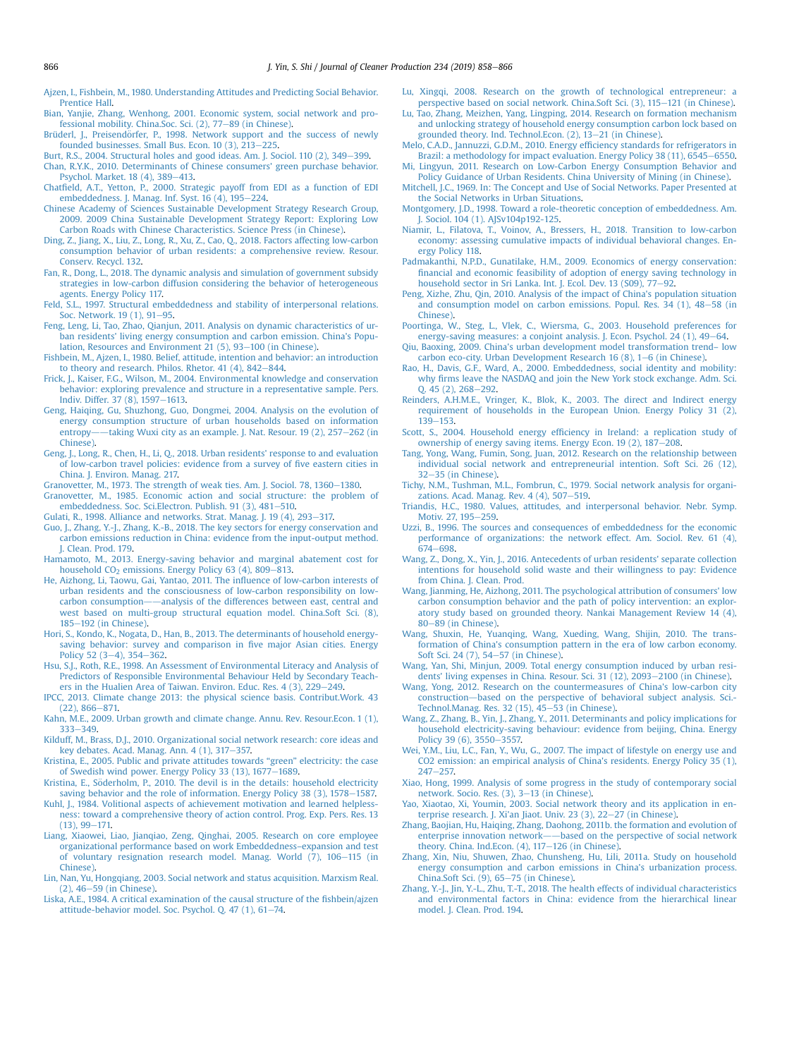Ajzen, I., Fishbein, M., 1980. Understanding Attitudes and Predicting Social Behavior. Prentice Hall.

Bian, Yanjie, Zhang, Wenhong, 2001. Economic system, social network and professional mobility. China.Soc. Sci. (2), 77–89 (in Chinese).

Brüderl, J., Preisendörfer, P., 1998. Network support and the success of newly founded businesses. Small Bus. Econ. 10 (3), 213–225.

Burt, R.S., 2004. Structural holes and good ideas. Am. J. Sociol. 110 (2), 349–399.

Chan, R.Y.K., 2010. Determinants of Chinese consumers' green purchase behavior. Psychol. Market. 18 (4), 389–413.

Chatfield, A.T., Yetton, P., 2000. Strategic payoff from EDI as a function of EDI embeddedness. J. Manag. Inf. Syst. 16 (4), 195–224.

Chinese Academy of Sciences Sustainable Development Strategy Research Group, 2009. 2009 China Sustainable Development Strategy Report: Exploring Low Carbon Roads with Chinese Characteristics. Science Press (in Chinese).

Ding, Z., Jiang, X., Liu, Z., Long, R., Xu, Z., Cao, Q., 2018. Factors affecting low-carbon consumption behavior of urban residents: a comprehensive review. Resour. Conserv. Recycl. 132.

Fan, R., Dong, L., 2018. The dynamic analysis and simulation of government subsidy strategies in low-carbon diffusion considering the behavior of heterogeneous agents. Energy Policy 117.

Feld, S.L., 1997. Structural embeddedness and stability of interpersonal relations. Soc. Network. 19 (1), 91–95.

Feng, Leng, Li, Tao, Zhao, Qianjun, 2011. Analysis on dynamic characteristics of urban residents' living energy consumption and carbon emission. China's Population, Resources and Environment 21 (5), 93–100 (in Chinese).

Fishbein, M., Ajzen, I., 1980. Belief, attitude, intention and behavior: an introduction to theory and research. Philos. Rhetor. 41 (4), 842–844.

Frick, J., Kaiser, F.G., Wilson, M., 2004. Environmental knowledge and conservation behavior: exploring prevalence and structure in a representative sample. Pers. Indiv. Differ. 37 (8), 1597–1613.

Geng, Haiqing, Gu, Shuzhong, Gong, Dongmei, 2004. Analysis on the evolution of energy consumption structure of urban households based on information entropy——taking Wuxi city as an example. J. Nat. Resour. 19 (2), 257–262 (in Chinese).

Geng, J., Long, R., Chen, H., Li, Q., 2018. Urban residents' response to and evaluation of low-carbon travel policies: evidence from a survey of five eastern cities in China. J. Environ. Manag. 217.

Granovetter, M., 1973. The strength of weak ties. Am. J. Sociol. 78, 1360–1380.

Granovetter, M., 1985. Economic action and social structure: the problem of embeddedness. Soc. Sci.Electron. Publish. 91 (3), 481–510.

Gulati, R., 1998. Alliance and networks. Strat. Manag. J. 19 (4), 293–317.

Guo, J., Zhang, Y.-J., Zhang, K.-B., 2018. The key sectors for energy conservation and carbon emissions reduction in China: evidence from the input-output method. J. Clean. Prod. 179.

Hamamoto, M., 2013. Energy-saving behavior and marginal abatement cost for household $CO_2$ emissions. Energy Policy 63 (4), 809–813.

He, Aizhong, Li, Taowu, Gai, Yantao, 2011. The influence of low-carbon interests of urban residents and the consciousness of low-carbon responsibility on low-carbon consumption——analysis of the differences between east, central and west based on multi-group structural equation model. China.Soft Sci. (8), 185–192 (in Chinese).

Hori, S., Kondo, K., Nogata, D., Han, B., 2013. The determinants of household energy-saving behavior: survey and comparison in five major Asian cities. Energy Policy 52 (3–4), 354–362.

Hsu, S.J., Roth, R.E., 1998. An Assessment of Environmental Literacy and Analysis of Predictors of Responsible Environmental Behaviour Held by Secondary Teachers in the Hualien Area of Taiwan. Environ. Educ. Res. 4 (3), 229–249.

IPCC, 2013. Climate change 2013: the physical science basis. Contribut.Work. 43 (22), 866–871.

Kahn, M.E., 2009. Urban growth and climate change. Annu. Rev. Resour.Econ. 1 (1), 333–349.

Kilduff, M., Brass, D.J., 2010. Organizational social network research: core ideas and key debates. Acad. Manag. Ann. 4 (1), 317–357.

Kristina, E., 2005. Public and private attitudes towards "green" electricity: the case of Swedish wind power. Energy Policy 33 (13), 1677–1689.

Kristina, E., Söderholm, P., 2010. The devil is in the details: household electricity saving behavior and the role of information. Energy Policy 38 (3), 1578–1587.

Kuhl, J., 1984. Volitional aspects of achievement motivation and learned helplessness: toward a comprehensive theory of action control. Prog. Exp. Pers. Res. 13 (13), 99–171.

Liang, Xiaowei, Liao, Jianqiao, Zeng, Qinghai, 2005. Research on core employee organizational performance based on work Embeddedness–expansion and test of voluntary resignation research model. Manag. World (7), 106–115 (in Chinese).

Lin, Nan, Yu, Hongqiang, 2003. Social network and status acquisition. Marxism Real. (2), 46–59 (in Chinese).

Liska, A.E., 1984. A critical examination of the causal structure of the fishbein/ajzen attitude-behavior model. Soc. Psychol. Q. 47 (1), 61–74.

Lu, Xingqi, 2008. Research on the growth of technological entrepreneur: a perspective based on social network. China.Soft Sci. (3), 115–121 (in Chinese).

Lu, Tao, Zhang, Meizhen, Yang, Lingping, 2014. Research on formation mechanism and unlocking strategy of household energy consumption carbon lock based on grounded theory. Ind. Technol.Econ. (2), 13–21 (in Chinese).

Melo, C.A.D., Jannuzzi, G.D.M., 2010. Energy efficiency standards for refrigerators in Brazil: a methodology for impact evaluation. Energy Policy 38 (11), 6545–6550.

Mi, Lingyun, 2011. Research on Low-Carbon Energy Consumption Behavior and Policy Guidance of Urban Residents. China University of Mining (in Chinese).

Mitchell, J.C., 1969. In: The Concept and Use of Social Networks. Paper Presented at the Social Networks in Urban Situations.

Montgomery, J.D., 1998. Toward a role-theoretic conception of embeddedness. Am. J. Sociol. 104 (1). AJSv104p192-125.

Niamir, L., Filatova, T., Voinov, A., Bressers, H., 2018. Transition to low-carbon economy: assessing cumulative impacts of individual behavioral changes. Energy Policy 118.

Padmakanthi, N.P.D., Gunatilake, H.M., 2009. Economics of energy conservation: financial and economic feasibility of adoption of energy saving technology in household sector in Sri Lanka. Int. J. Ecol. Dev. 13 (S09), 77–92.

Peng, Xizhe, Zhu, Qin, 2010. Analysis of the impact of China's population situation and consumption model on carbon emissions. Popul. Res. 34 (1), 48–58 (in Chinese).

Poortinga, W., Steg, L., Vlek, C., Wiersma, G., 2003. Household preferences for energy-saving measures: a conjoint analysis. J. Econ. Psychol. 24 (1), 49–64.

Qiu, Baoxing, 2009. China's urban development model transformation trend– low carbon eco-city. Urban Development Research 16 (8), 1–6 (in Chinese).

Rao, H., Davis, G.F., Ward, A., 2000. Embeddedness, social identity and mobility: why firms leave the NASDAQ and join the New York stock exchange. Adm. Sci. Q. 45 (2), 268–292.

Reinders, A.H.M.E., Vringer, K., Blok, K., 2003. The direct and Indirect energy requirement of households in the European Union. Energy Policy 31 (2), 139–153.

Scott, S., 2004. Household energy efficiency in Ireland: a replication study of ownership of energy saving items. Energy Econ. 19 (2), 187–208.

Tang, Yong, Wang, Fumin, Song, Juan, 2012. Research on the relationship between individual social network and entrepreneurial intention. Soft Sci. 26 (12), 32–35 (in Chinese).

Tichy, N.M., Tushman, M.L., Fombrun, C., 1979. Social network analysis for organizations. Acad. Manag. Rev. 4 (4), 507–519.

Triandis, H.C., 1980. Values, attitudes, and interpersonal behavior. Nebr. Symp. Motiv. 27, 195–259.

Uzzi, B., 1996. The sources and consequences of embeddedness for the economic performance of organizations: the network effect. Am. Sociol. Rev. 61 (4), 674–698.

Wang, Z., Dong, X., Yin, J., 2016. Antecedents of urban residents' separate collection intentions for household solid waste and their willingness to pay: Evidence from China. J. Clean. Prod.

Wang, Jianming, He, Aizhong, 2011. The psychological attribution of consumers' low carbon consumption behavior and the path of policy intervention: an exploratory study based on grounded theory. Nankai Management Review 14 (4), 80–89 (in Chinese).

Wang, Shuxin, He, Yuanqing, Wang, Xueding, Wang, Shijin, 2010. The transformation of China's consumption pattern in the era of low carbon economy. Soft Sci. 24 (7), 54–57 (in Chinese).

Wang, Yan, Shi, Minjun, 2009. Total energy consumption induced by urban residents' living expenses in China. Resour. Sci. 31 (12), 2093–2100 (in Chinese).

Wang, Yong, 2012. Research on the countermeasures of China's low-carbon city construction—based on the perspective of behavioral subject analysis. Sci.-Technol.Manag. Res. 32 (15), 45–53 (in Chinese).

Wang, Z., Zhang, B., Yin, J., Zhang, Y., 2011. Determinants and policy implications for household electricity-saving behaviour: evidence from beijing, China. Energy Policy 39 (6), 3550–3557.

Wei, Y.M., Liu, L.C., Fan, Y., Wu, G., 2007. The impact of lifestyle on energy use and CO2 emission: an empirical analysis of China's residents. Energy Policy 35 (1), 247–257.

Xiao, Hong, 1999. Analysis of some progress in the study of contemporary social network. Socio. Res. (3), 3–13 (in Chinese).

Yao, Xiaotao, Xi, Youmin, 2003. Social network theory and its application in enterprise research. J. Xi'an Jiaot. Univ. 23 (3), 22–27 (in Chinese).

Zhang, Baojian, Hu, Haiqing, Zhang, Daohong, 2011b. the formation and evolution of enterprise innovation network——based on the perspective of social network theory. China. Ind.Econ. (4), 117–126 (in Chinese).

Zhang, Xin, Niu, Shuwen, Zhao, Chunsheng, Hu, Lili, 2011a. Study on household energy consumption and carbon emissions in China's urbanization process. China.Soft Sci. (9), 65–75 (in Chinese).

Zhang, Y.-J., Jin, Y.-L., Zhu, T.-T., 2018. The health effects of individual characteristics and environmental factors in China: evidence from the hierarchical linear model. J. Clean. Prod. 194.